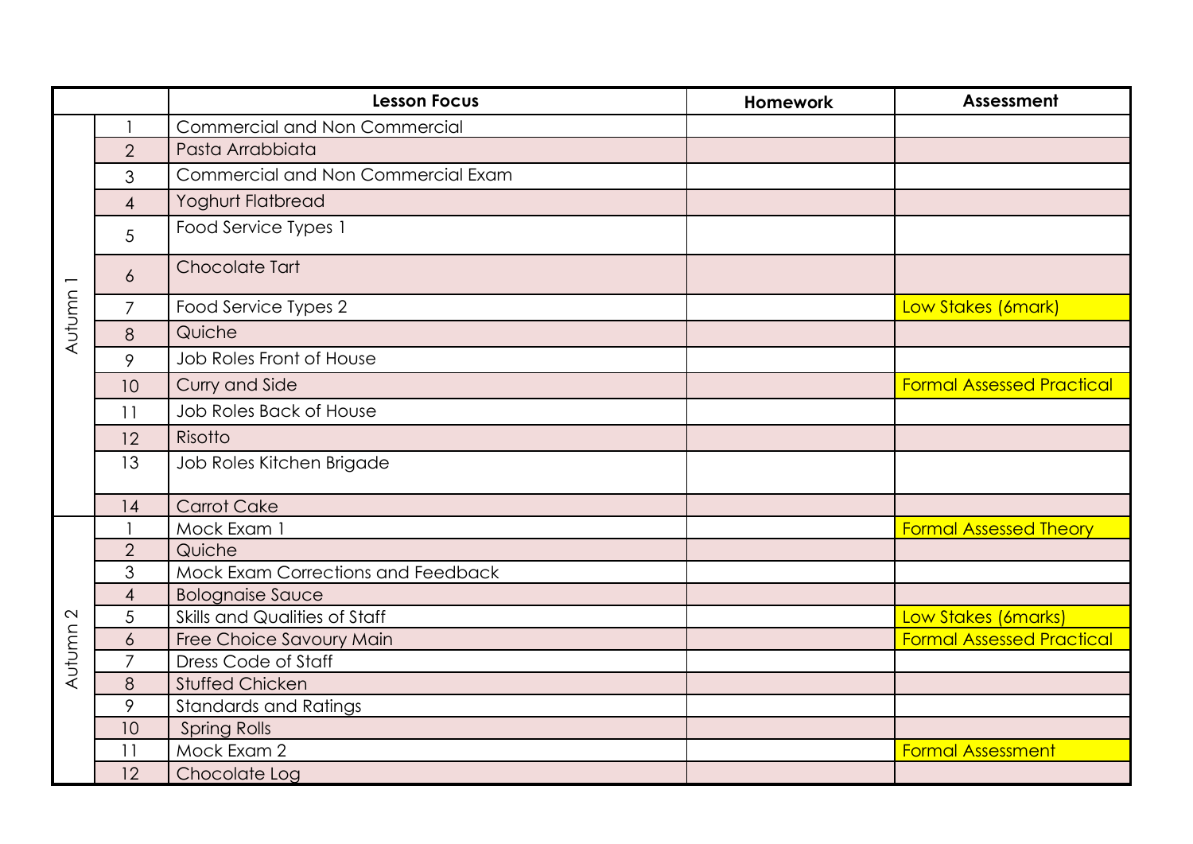| | | Lesson Focus | Homework | Assessment |
|---|---|---|---|---|
| Autumn 1 | 1 | Commercial and Non Commercial | | |
| | 2 | Pasta Arrabbiata | | |
| | 3 | Commercial and Non Commercial Exam | | |
| | 4 | Yoghurt Flatbread | | |
| | 5 | Food Service Types 1 | | |
| | 6 | Chocolate Tart | | |
| | 7 | Food Service Types 2 | | Low Stakes (6mark) |
| | 8 | Quiche | | |
| | 9 | Job Roles Front of House | | |
| | 10 | Curry and Side | | Formal Assessed Practical |
| | 11 | Job Roles Back of House | | |
| | 12 | Risotto | | |
| | 13 | Job Roles Kitchen Brigade | | |
| | 14 | Carrot Cake | | |
| Autumn 2 | 1 | Mock Exam 1 | | Formal Assessed Theory |
| | 2 | Quiche | | |
| | 3 | Mock Exam Corrections and Feedback | | |
| | 4 | Bolognaise Sauce | | |
| | 5 | Skills and Qualities of Staff | | Low Stakes (6marks) |
| | 6 | Free Choice Savoury Main | | Formal Assessed Practical |
| | 7 | Dress Code of Staff | | |
| | 8 | Stuffed Chicken | | |
| | 9 | Standards and Ratings | | |
| | 10 | Spring Rolls | | |
| | 11 | Mock Exam 2 | | Formal Assessment |
| | 12 | Chocolate Log | | |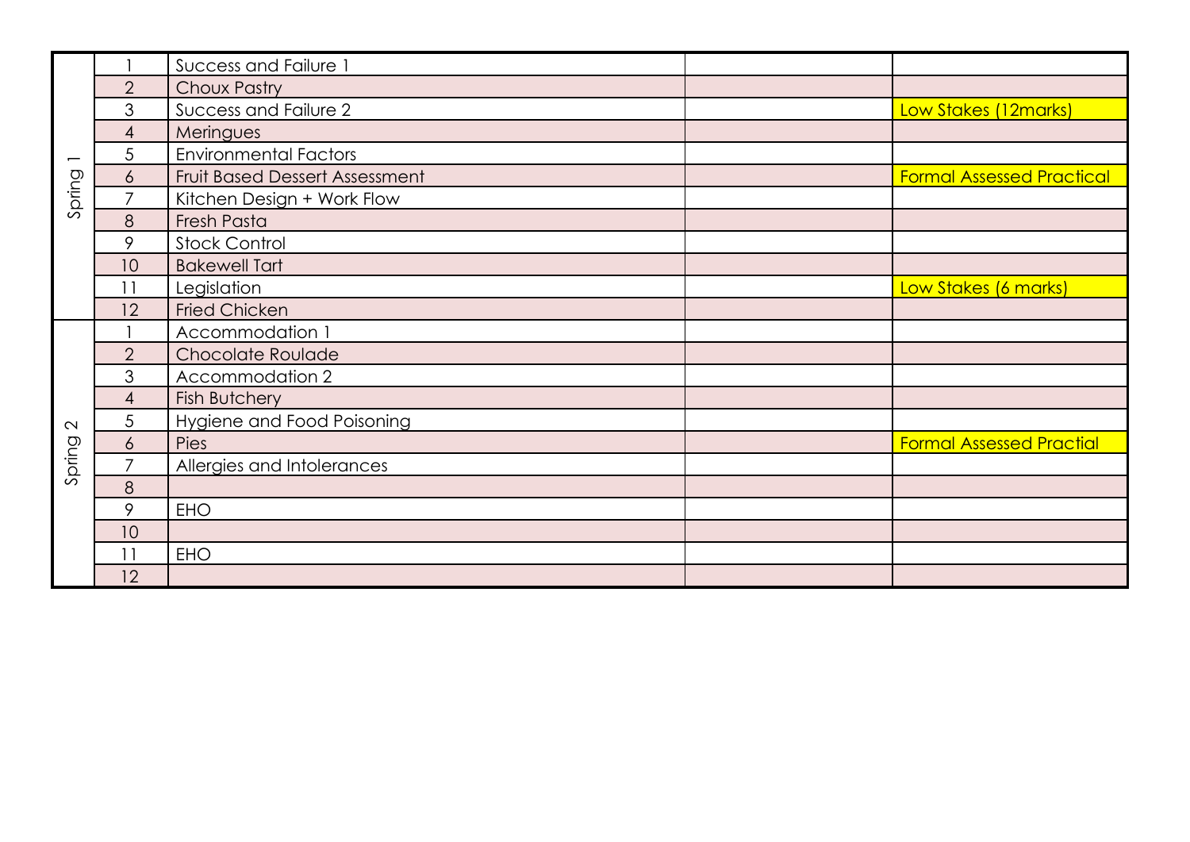| | | | | |
|---|---|---|---|---|
| Spring 1 | 1 | Success and Failure 1 | | |
| | 2 | Choux Pastry | | |
| | 3 | Success and Failure 2 | | Low Stakes (12marks) |
| | 4 | Meringues | | |
| | 5 | Environmental Factors | | |
| | 6 | Fruit Based Dessert Assessment | | Formal Assessed Practical |
| | 7 | Kitchen Design + Work Flow | | |
| | 8 | Fresh Pasta | | |
| | 9 | Stock Control | | |
| | 10 | Bakewell Tart | | |
| | 11 | Legislation | | Low Stakes (6 marks) |
| | 12 | Fried Chicken | | |
| Spring 2 | 1 | Accommodation 1 | | |
| | 2 | Chocolate Roulade | | |
| | 3 | Accommodation 2 | | |
| | 4 | Fish Butchery | | |
| | 5 | Hygiene and Food Poisoning | | |
| | 6 | Pies | | Formal Assessed Practial |
| | 7 | Allergies and Intolerances | | |
| | 8 | | | |
| | 9 | EHO | | |
| | 10 | | | |
| | 11 | EHO | | |
| | 12 | | | |